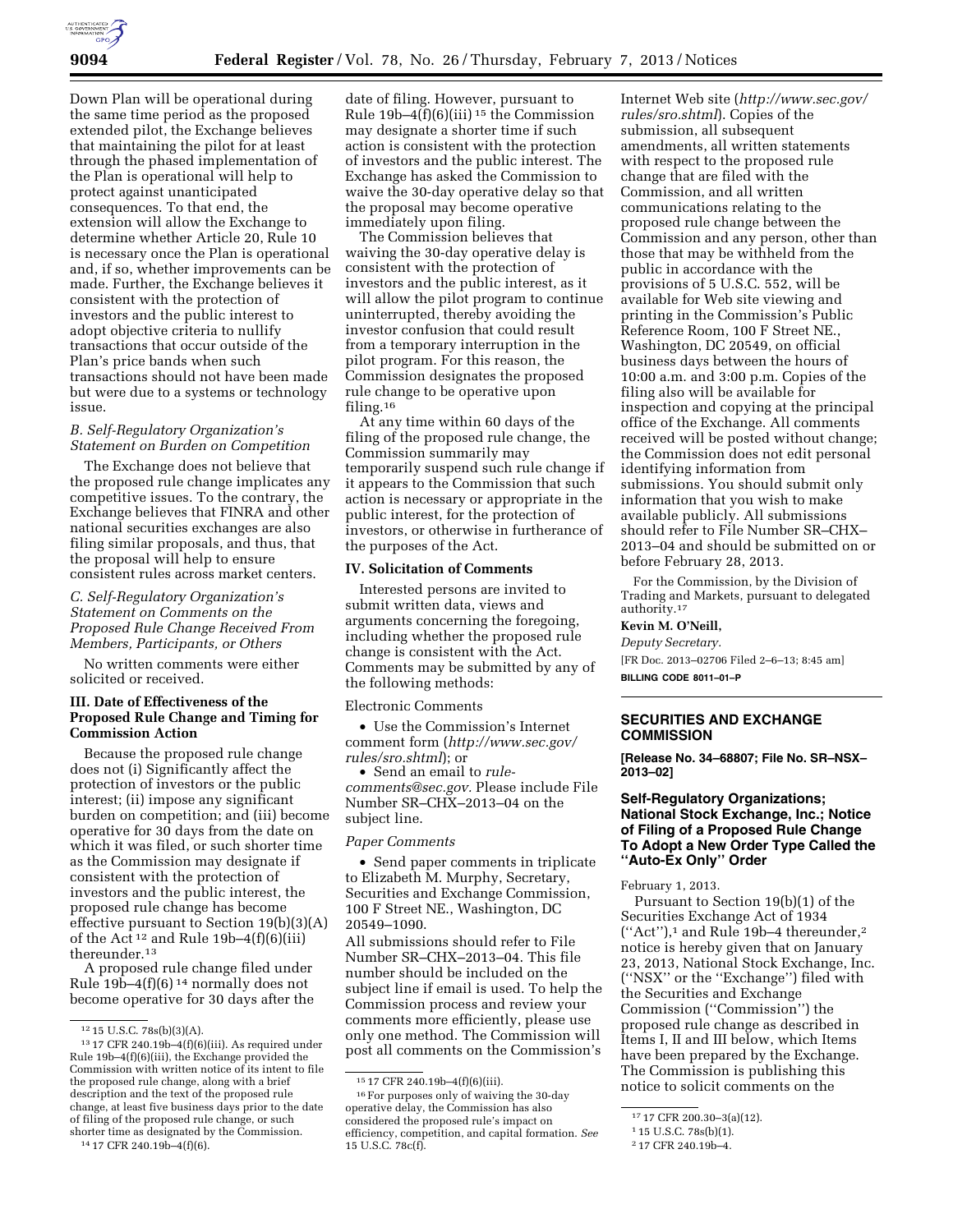Down Plan will be operational during the same time period as the proposed extended pilot, the Exchange believes that maintaining the pilot for at least through the phased implementation of the Plan is operational will help to protect against unanticipated consequences. To that end, the extension will allow the Exchange to determine whether Article 20, Rule 10 is necessary once the Plan is operational and, if so, whether improvements can be made. Further, the Exchange believes it consistent with the protection of investors and the public interest to adopt objective criteria to nullify transactions that occur outside of the Plan's price bands when such transactions should not have been made but were due to a systems or technology issue.

*B. Self-Regulatory Organization's Statement on Burden on Competition*

The Exchange does not believe that the proposed rule change implicates any competitive issues. To the contrary, the Exchange believes that FINRA and other national securities exchanges are also filing similar proposals, and thus, that the proposal will help to ensure consistent rules across market centers.

*C. Self-Regulatory Organization's Statement on Comments on the Proposed Rule Change Received From Members, Participants, or Others*

No written comments were either solicited or received.

**III. Date of Effectiveness of the Proposed Rule Change and Timing for Commission Action**

Because the proposed rule change does not (i) Significantly affect the protection of investors or the public interest; (ii) impose any significant burden on competition; and (iii) become operative for 30 days from the date on which it was filed, or such shorter time as the Commission may designate if consistent with the protection of investors and the public interest, the proposed rule change has become effective pursuant to Section 19(b)(3)(A) of the Act [12] and Rule 19b–4(f)(6)(iii) thereunder.[13]

A proposed rule change filed under Rule 19b–4(f)(6) [14] normally does not become operative for 30 days after the date of filing. However, pursuant to Rule 19b–4(f)(6)(iii) [15] the Commission may designate a shorter time if such action is consistent with the protection of investors and the public interest. The Exchange has asked the Commission to waive the 30-day operative delay so that the proposal may become operative immediately upon filing.

The Commission believes that waiving the 30-day operative delay is consistent with the protection of investors and the public interest, as it will allow the pilot program to continue uninterrupted, thereby avoiding the investor confusion that could result from a temporary interruption in the pilot program. For this reason, the Commission designates the proposed rule change to be operative upon filing.[16]

At any time within 60 days of the filing of the proposed rule change, the Commission summarily may temporarily suspend such rule change if it appears to the Commission that such action is necessary or appropriate in the public interest, for the protection of investors, or otherwise in furtherance of the purposes of the Act.

**IV. Solicitation of Comments**

Interested persons are invited to submit written data, views and arguments concerning the foregoing, including whether the proposed rule change is consistent with the Act. Comments may be submitted by any of the following methods:

Electronic Comments

- Use the Commission's Internet comment form (*http://www.sec.gov/rules/sro.shtml*); or
- Send an email to *rule-comments@sec.gov*. Please include File Number SR–CHX–2013–04 on the subject line.

*Paper Comments*

- Send paper comments in triplicate to Elizabeth M. Murphy, Secretary, Securities and Exchange Commission, 100 F Street NE., Washington, DC 20549–1090.

All submissions should refer to File Number SR–CHX–2013–04. This file number should be included on the subject line if email is used. To help the Commission process and review your comments more efficiently, please use only one method. The Commission will post all comments on the Commission's Internet Web site (*http://www.sec.gov/rules/sro.shtml*). Copies of the submission, all subsequent amendments, all written statements with respect to the proposed rule change that are filed with the Commission, and all written communications relating to the proposed rule change between the Commission and any person, other than those that may be withheld from the public in accordance with the provisions of 5 U.S.C. 552, will be available for Web site viewing and printing in the Commission's Public Reference Room, 100 F Street NE., Washington, DC 20549, on official business days between the hours of 10:00 a.m. and 3:00 p.m. Copies of the filing also will be available for inspection and copying at the principal office of the Exchange. All comments received will be posted without change; the Commission does not edit personal identifying information from submissions. You should submit only information that you wish to make available publicly. All submissions should refer to File Number SR–CHX–2013–04 and should be submitted on or before February 28, 2013.

For the Commission, by the Division of Trading and Markets, pursuant to delegated authority.[17]

**Kevin M. O'Neill,**

*Deputy Secretary.*

[FR Doc. 2013–02706 Filed 2–6–13; 8:45 am]

**BILLING CODE 8011–01–P**

---

**SECURITIES AND EXCHANGE COMMISSION**

**[Release No. 34–68807; File No. SR–NSX–2013–02]**

**Self-Regulatory Organizations; National Stock Exchange, Inc.; Notice of Filing of a Proposed Rule Change To Adopt a New Order Type Called the "Auto-Ex Only" Order**

February 1, 2013.

Pursuant to Section 19(b)(1) of the Securities Exchange Act of 1934 ("Act"),[1] and Rule 19b–4 thereunder,[2] notice is hereby given that on January 23, 2013, National Stock Exchange, Inc. ("NSX" or the "Exchange") filed with the Securities and Exchange Commission ("Commission") the proposed rule change as described in Items I, II and III below, which Items have been prepared by the Exchange. The Commission is publishing this notice to solicit comments on the

---

[12] 15 U.S.C. 78s(b)(3)(A).

[13] 17 CFR 240.19b–4(f)(6)(iii). As required under Rule 19b–4(f)(6)(iii), the Exchange provided the Commission with written notice of its intent to file the proposed rule change, along with a brief description and the text of the proposed rule change, at least five business days prior to the date of filing of the proposed rule change, or such shorter time as designated by the Commission.

[14] 17 CFR 240.19b–4(f)(6).

[15] 17 CFR 240.19b–4(f)(6)(iii).

[16] For purposes only of waiving the 30-day operative delay, the Commission has also considered the proposed rule's impact on efficiency, competition, and capital formation. *See* 15 U.S.C. 78c(f).

[17] 17 CFR 200.30–3(a)(12).

[1] 15 U.S.C. 78s(b)(1).

[2] 17 CFR 240.19b–4.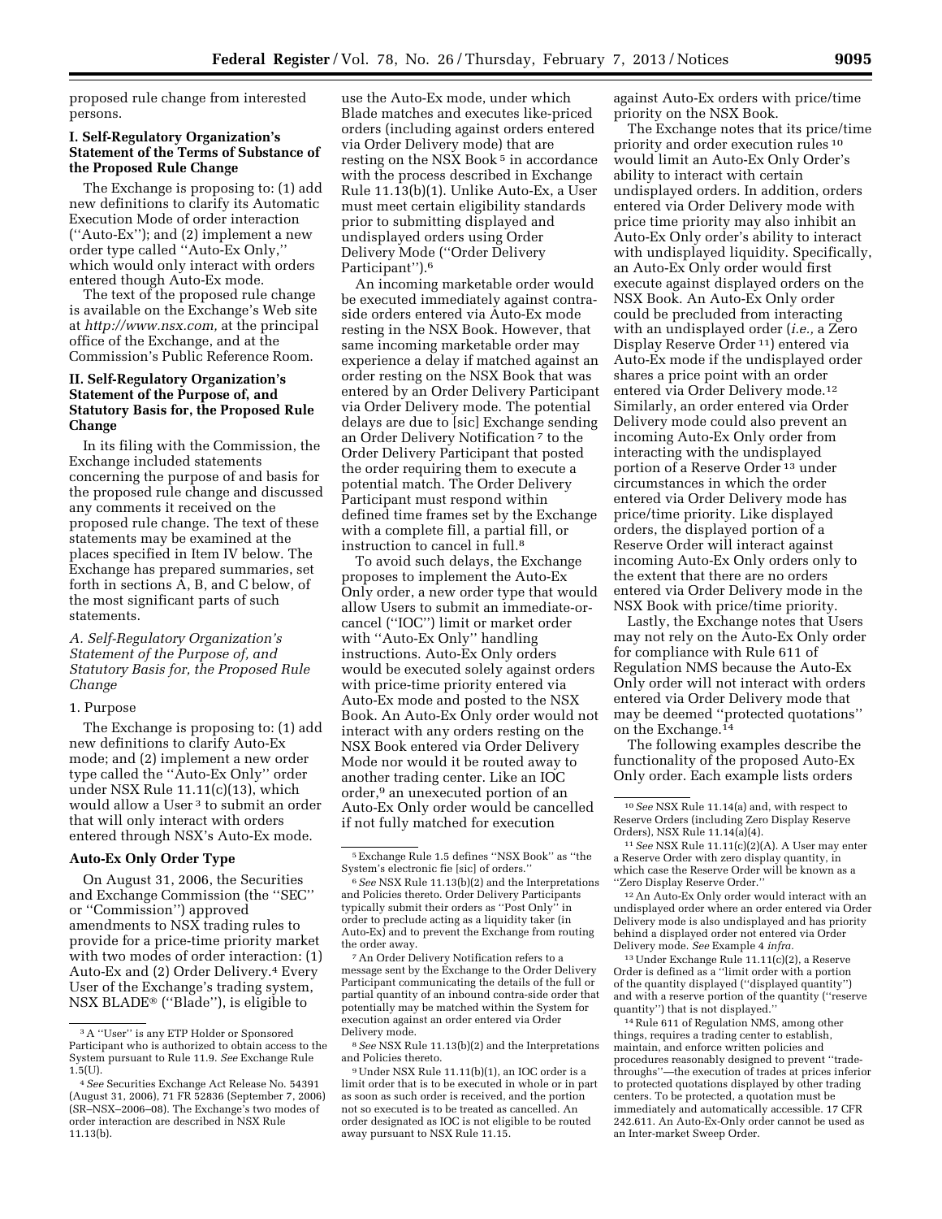proposed rule change from interested persons.

## I. Self-Regulatory Organization's Statement of the Terms of Substance of the Proposed Rule Change

The Exchange is proposing to: (1) add new definitions to clarify its Automatic Execution Mode of order interaction (''Auto-Ex''); and (2) implement a new order type called ''Auto-Ex Only,'' which would only interact with orders entered though Auto-Ex mode.

The text of the proposed rule change is available on the Exchange's Web site at *http://www.nsx.com,* at the principal office of the Exchange, and at the Commission's Public Reference Room.

## II. Self-Regulatory Organization's Statement of the Purpose of, and Statutory Basis for, the Proposed Rule Change

In its filing with the Commission, the Exchange included statements concerning the purpose of and basis for the proposed rule change and discussed any comments it received on the proposed rule change. The text of these statements may be examined at the places specified in Item IV below. The Exchange has prepared summaries, set forth in sections A, B, and C below, of the most significant parts of such statements.

### *A. Self-Regulatory Organization's Statement of the Purpose of, and Statutory Basis for, the Proposed Rule Change*

1. Purpose

The Exchange is proposing to: (1) add new definitions to clarify Auto-Ex mode; and (2) implement a new order type called the ''Auto-Ex Only'' order under NSX Rule 11.11(c)(13), which would allow a User[3] to submit an order that will only interact with orders entered through NSX's Auto-Ex mode.

**Auto-Ex Only Order Type**

On August 31, 2006, the Securities and Exchange Commission (the ''SEC'' or ''Commission'') approved amendments to NSX trading rules to provide for a price-time priority market with two modes of order interaction: (1) Auto-Ex and (2) Order Delivery.[4] Every User of the Exchange's trading system, NSX BLADE® (''Blade''), is eligible to use the Auto-Ex mode, under which Blade matches and executes like-priced orders (including against orders entered via Order Delivery mode) that are resting on the NSX Book[5] in accordance with the process described in Exchange Rule 11.13(b)(1). Unlike Auto-Ex, a User must meet certain eligibility standards prior to submitting displayed and undisplayed orders using Order Delivery Mode (''Order Delivery Participant'').[6]

An incoming marketable order would be executed immediately against contra-side orders entered via Auto-Ex mode resting in the NSX Book. However, that same incoming marketable order may experience a delay if matched against an order resting on the NSX Book that was entered by an Order Delivery Participant via Order Delivery mode. The potential delays are due to [sic] Exchange sending an Order Delivery Notification[7] to the Order Delivery Participant that posted the order requiring them to execute a potential match. The Order Delivery Participant must respond within defined time frames set by the Exchange with a complete fill, a partial fill, or instruction to cancel in full.[8]

To avoid such delays, the Exchange proposes to implement the Auto-Ex Only order, a new order type that would allow Users to submit an immediate-or-cancel (''IOC'') limit or market order with ''Auto-Ex Only'' handling instructions. Auto-Ex Only orders would be executed solely against orders with price-time priority entered via Auto-Ex mode and posted to the NSX Book. An Auto-Ex Only order would not interact with any orders resting on the NSX Book entered via Order Delivery Mode nor would it be routed away to another trading center. Like an IOC order,[9] an unexecuted portion of an Auto-Ex Only order would be cancelled if not fully matched for execution against Auto-Ex orders with price/time priority on the NSX Book.

The Exchange notes that its price/time priority and order execution rules[10] would limit an Auto-Ex Only Order's ability to interact with certain undisplayed orders. In addition, orders entered via Order Delivery mode with price time priority may also inhibit an Auto-Ex Only order's ability to interact with undisplayed liquidity. Specifically, an Auto-Ex Only order would first execute against displayed orders on the NSX Book. An Auto-Ex Only order could be precluded from interacting with an undisplayed order (*i.e.,* a Zero Display Reserve Order[11]) entered via Auto-Ex mode if the undisplayed order shares a price point with an order entered via Order Delivery mode.[12] Similarly, an order entered via Order Delivery mode could also prevent an incoming Auto-Ex Only order from interacting with the undisplayed portion of a Reserve Order[13] under circumstances in which the order entered via Order Delivery mode has price/time priority. Like displayed orders, the displayed portion of a Reserve Order will interact against incoming Auto-Ex Only orders only to the extent that there are no orders entered via Order Delivery mode in the NSX Book with price/time priority.

Lastly, the Exchange notes that Users may not rely on the Auto-Ex Only order for compliance with Rule 611 of Regulation NMS because the Auto-Ex Only order will not interact with orders entered via Order Delivery mode that may be deemed ''protected quotations'' on the Exchange.[14]

The following examples describe the functionality of the proposed Auto-Ex Only order. Each example lists orders

---

[3] A ''User'' is any ETP Holder or Sponsored Participant who is authorized to obtain access to the System pursuant to Rule 11.9. *See* Exchange Rule 1.5(U).

[4] *See* Securities Exchange Act Release No. 54391 (August 31, 2006), 71 FR 52836 (September 7, 2006) (SR–NSX–2006–08). The Exchange's two modes of order interaction are described in NSX Rule 11.13(b).

[5] Exchange Rule 1.5 defines ''NSX Book'' as ''the System's electronic fie [sic] of orders.''

[6] *See* NSX Rule 11.13(b)(2) and the Interpretations and Policies thereto. Order Delivery Participants typically submit their orders as ''Post Only'' in order to preclude acting as a liquidity taker (in Auto-Ex) and to prevent the Exchange from routing the order away.

[7] An Order Delivery Notification refers to a message sent by the Exchange to the Order Delivery Participant communicating the details of the full or partial quantity of an inbound contra-side order that potentially may be matched within the System for execution against an order entered via Order Delivery mode.

[8] *See* NSX Rule 11.13(b)(2) and the Interpretations and Policies thereto.

[9] Under NSX Rule 11.11(b)(1), an IOC order is a limit order that is to be executed in whole or in part as soon as such order is received, and the portion not so executed is to be treated as cancelled. An order designated as IOC is not eligible to be routed away pursuant to NSX Rule 11.15.

[10] *See* NSX Rule 11.14(a) and, with respect to Reserve Orders (including Zero Display Reserve Orders), NSX Rule 11.14(a)(4).

[11] *See* NSX Rule 11.11(c)(2)(A). A User may enter a Reserve Order with zero display quantity, in which case the Reserve Order will be known as a ''Zero Display Reserve Order.''

[12] An Auto-Ex Only order would interact with an undisplayed order where an order entered via Order Delivery mode is also undisplayed and has priority behind a displayed order not entered via Order Delivery mode. *See* Example 4 *infra.*

[13] Under Exchange Rule 11.11(c)(2), a Reserve Order is defined as a ''limit order with a portion of the quantity displayed (''displayed quantity'') and with a reserve portion of the quantity (''reserve quantity'') that is not displayed.''

[14] Rule 611 of Regulation NMS, among other things, requires a trading center to establish, maintain, and enforce written policies and procedures reasonably designed to prevent ''trade-throughs''—the execution of trades at prices inferior to protected quotations displayed by other trading centers. To be protected, a quotation must be immediately and automatically accessible. 17 CFR 242.611. An Auto-Ex-Only order cannot be used as an Inter-market Sweep Order.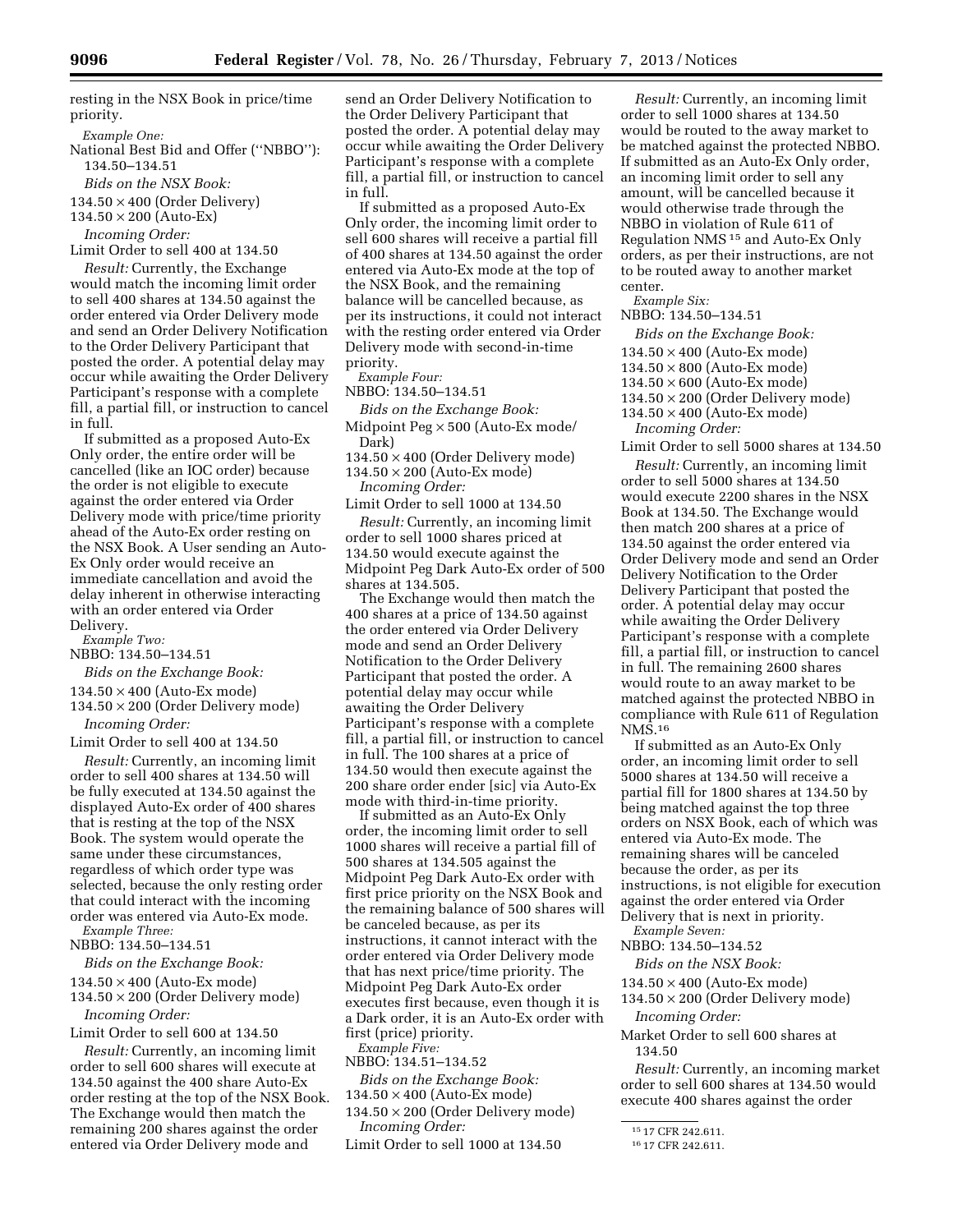resting in the NSX Book in price/time priority.

*Example One:*

National Best Bid and Offer (''NBBO''): 134.50–134.51

*Bids on the NSX Book:*

134.50 × 400 (Order Delivery)
134.50 × 200 (Auto-Ex)

*Incoming Order:*

Limit Order to sell 400 at 134.50

*Result:* Currently, the Exchange would match the incoming limit order to sell 400 shares at 134.50 against the order entered via Order Delivery mode and send an Order Delivery Notification to the Order Delivery Participant that posted the order. A potential delay may occur while awaiting the Order Delivery Participant's response with a complete fill, a partial fill, or instruction to cancel in full.

If submitted as a proposed Auto-Ex Only order, the entire order will be cancelled (like an IOC order) because the order is not eligible to execute against the order entered via Order Delivery mode with price/time priority ahead of the Auto-Ex order resting on the NSX Book. A User sending an Auto-Ex Only order would receive an immediate cancellation and avoid the delay inherent in otherwise interacting with an order entered via Order Delivery.

*Example Two:*

NBBO: 134.50–134.51

*Bids on the Exchange Book:*

134.50 × 400 (Auto-Ex mode)
134.50 × 200 (Order Delivery mode)

*Incoming Order:*

Limit Order to sell 400 at 134.50

*Result:* Currently, an incoming limit order to sell 400 shares at 134.50 will be fully executed at 134.50 against the displayed Auto-Ex order of 400 shares that is resting at the top of the NSX Book. The system would operate the same under these circumstances, regardless of which order type was selected, because the only resting order that could interact with the incoming order was entered via Auto-Ex mode.

*Example Three:*

NBBO: 134.50–134.51

*Bids on the Exchange Book:*

134.50 × 400 (Auto-Ex mode)
134.50 × 200 (Order Delivery mode)

*Incoming Order:*

Limit Order to sell 600 at 134.50

*Result:* Currently, an incoming limit order to sell 600 shares will execute at 134.50 against the 400 share Auto-Ex order resting at the top of the NSX Book. The Exchange would then match the remaining 200 shares against the order entered via Order Delivery mode and send an Order Delivery Notification to the Order Delivery Participant that posted the order. A potential delay may occur while awaiting the Order Delivery Participant's response with a complete fill, a partial fill, or instruction to cancel in full.

If submitted as a proposed Auto-Ex Only order, the incoming limit order to sell 600 shares will receive a partial fill of 400 shares at 134.50 against the order entered via Auto-Ex mode at the top of the NSX Book, and the remaining balance will be cancelled because, as per its instructions, it could not interact with the resting order entered via Order Delivery mode with second-in-time priority.

*Example Four:*

NBBO: 134.50–134.51

*Bids on the Exchange Book:*

Midpoint Peg × 500 (Auto-Ex mode/ Dark)
134.50 × 400 (Order Delivery mode)
134.50 × 200 (Auto-Ex mode)

*Incoming Order:*

Limit Order to sell 1000 at 134.50

*Result:* Currently, an incoming limit order to sell 1000 shares priced at 134.50 would execute against the Midpoint Peg Dark Auto-Ex order of 500 shares at 134.505.

The Exchange would then match the 400 shares at a price of 134.50 against the order entered via Order Delivery mode and send an Order Delivery Notification to the Order Delivery Participant that posted the order. A potential delay may occur while awaiting the Order Delivery Participant's response with a complete fill, a partial fill, or instruction to cancel in full. The 100 shares at a price of 134.50 would then execute against the 200 share order ender [sic] via Auto-Ex mode with third-in-time priority.

If submitted as an Auto-Ex Only order, the incoming limit order to sell 1000 shares will receive a partial fill of 500 shares at 134.505 against the Midpoint Peg Dark Auto-Ex order with first price priority on the NSX Book and the remaining balance of 500 shares will be canceled because, as per its instructions, it cannot interact with the order entered via Order Delivery mode that has next price/time priority. The Midpoint Peg Dark Auto-Ex order executes first because, even though it is a Dark order, it is an Auto-Ex order with first (price) priority.

*Example Five:*

NBBO: 134.51–134.52

*Bids on the Exchange Book:*

134.50 × 400 (Auto-Ex mode)
134.50 × 200 (Order Delivery mode)

*Incoming Order:*

Limit Order to sell 1000 at 134.50

*Result:* Currently, an incoming limit order to sell 1000 shares at 134.50 would be routed to the away market to be matched against the protected NBBO. If submitted as an Auto-Ex Only order, an incoming limit order to sell any amount, will be cancelled because it would otherwise trade through the NBBO in violation of Rule 611 of Regulation NMS [15] and Auto-Ex Only orders, as per their instructions, are not to be routed away to another market center.

*Example Six:*

NBBO: 134.50–134.51

*Bids on the Exchange Book:*

134.50 × 400 (Auto-Ex mode)
134.50 × 800 (Auto-Ex mode)
134.50 × 600 (Auto-Ex mode)
134.50 × 200 (Order Delivery mode)
134.50 × 400 (Auto-Ex mode)

*Incoming Order:*

Limit Order to sell 5000 shares at 134.50

*Result:* Currently, an incoming limit order to sell 5000 shares at 134.50 would execute 2200 shares in the NSX Book at 134.50. The Exchange would then match 200 shares at a price of 134.50 against the order entered via Order Delivery mode and send an Order Delivery Notification to the Order Delivery Participant that posted the order. A potential delay may occur while awaiting the Order Delivery Participant's response with a complete fill, a partial fill, or instruction to cancel in full. The remaining 2600 shares would route to an away market to be matched against the protected NBBO in compliance with Rule 611 of Regulation NMS.[16]

If submitted as an Auto-Ex Only order, an incoming limit order to sell 5000 shares at 134.50 will receive a partial fill for 1800 shares at 134.50 by being matched against the top three orders on NSX Book, each of which was entered via Auto-Ex mode. The remaining shares will be canceled because the order, as per its instructions, is not eligible for execution against the order entered via Order Delivery that is next in priority.

*Example Seven:*

NBBO: 134.50–134.52

*Bids on the NSX Book:*

134.50 × 400 (Auto-Ex mode)
134.50 × 200 (Order Delivery mode)

*Incoming Order:*

Market Order to sell 600 shares at 134.50

*Result:* Currently, an incoming market order to sell 600 shares at 134.50 would execute 400 shares against the order

---

[15] 17 CFR 242.611.

[16] 17 CFR 242.611.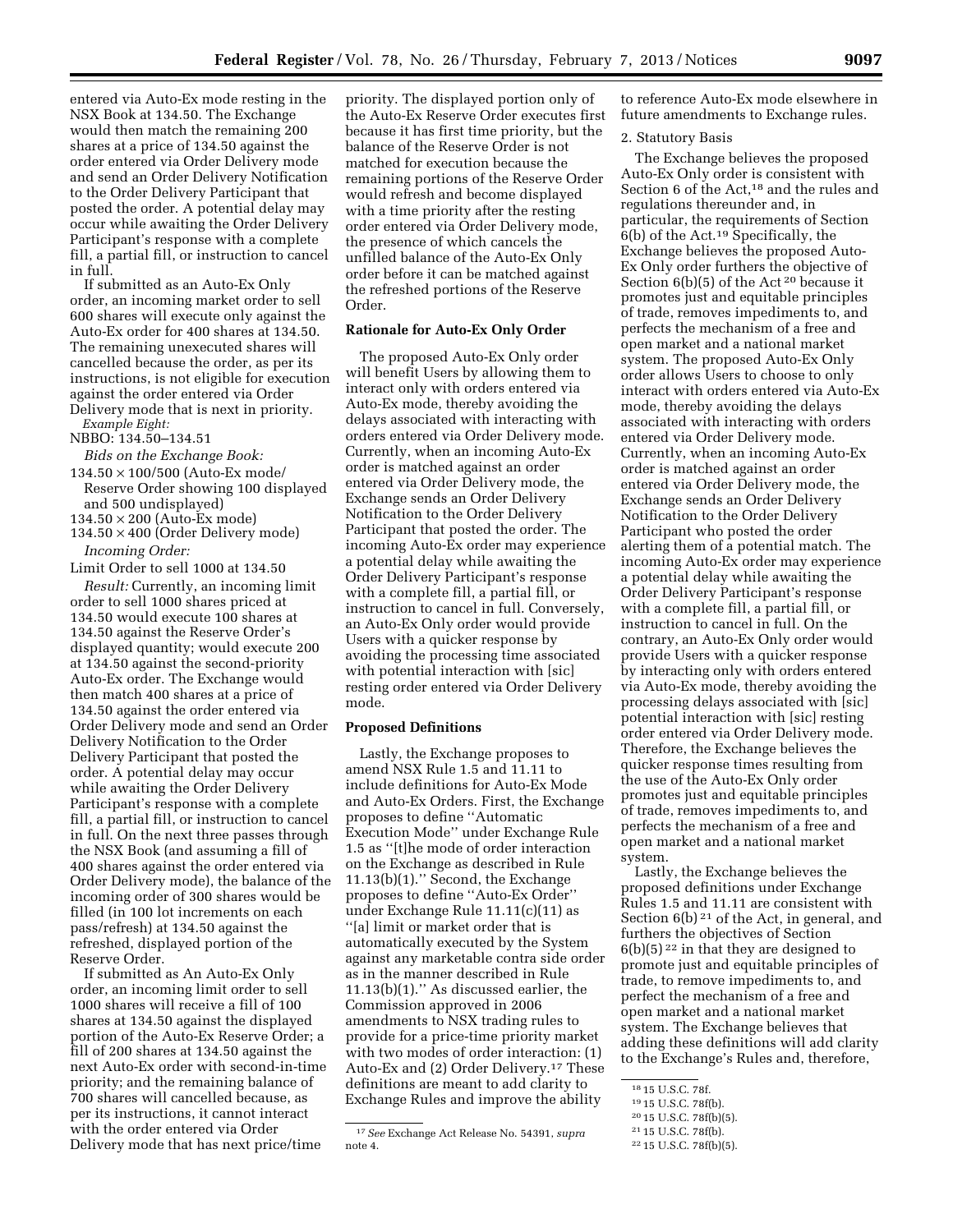entered via Auto-Ex mode resting in the NSX Book at 134.50. The Exchange would then match the remaining 200 shares at a price of 134.50 against the order entered via Order Delivery mode and send an Order Delivery Notification to the Order Delivery Participant that posted the order. A potential delay may occur while awaiting the Order Delivery Participant's response with a complete fill, a partial fill, or instruction to cancel in full.

If submitted as an Auto-Ex Only order, an incoming market order to sell 600 shares will execute only against the Auto-Ex order for 400 shares at 134.50. The remaining unexecuted shares will cancelled because the order, as per its instructions, is not eligible for execution against the order entered via Order Delivery mode that is next in priority.

*Example Eight:*

NBBO: 134.50–134.51

*Bids on the Exchange Book:*

134.50 × 100/500 (Auto-Ex mode/Reserve Order showing 100 displayed and 500 undisplayed)
134.50 × 200 (Auto-Ex mode)
134.50 × 400 (Order Delivery mode)

*Incoming Order:*

Limit Order to sell 1000 at 134.50

*Result:* Currently, an incoming limit order to sell 1000 shares priced at 134.50 would execute 100 shares at 134.50 against the Reserve Order's displayed quantity; would execute 200 at 134.50 against the second-priority Auto-Ex order. The Exchange would then match 400 shares at a price of 134.50 against the order entered via Order Delivery mode and send an Order Delivery Notification to the Order Delivery Participant that posted the order. A potential delay may occur while awaiting the Order Delivery Participant's response with a complete fill, a partial fill, or instruction to cancel in full. On the next three passes through the NSX Book (and assuming a fill of 400 shares against the order entered via Order Delivery mode), the balance of the incoming order of 300 shares would be filled (in 100 lot increments on each pass/refresh) at 134.50 against the refreshed, displayed portion of the Reserve Order.

If submitted as An Auto-Ex Only order, an incoming limit order to sell 1000 shares will receive a fill of 100 shares at 134.50 against the displayed portion of the Auto-Ex Reserve Order; a fill of 200 shares at 134.50 against the next Auto-Ex order with second-in-time priority; and the remaining balance of 700 shares will cancelled because, as per its instructions, it cannot interact with the order entered via Order Delivery mode that has next price/time priority. The displayed portion only of the Auto-Ex Reserve Order executes first because it has first time priority, but the balance of the Reserve Order is not matched for execution because the remaining portions of the Reserve Order would refresh and become displayed with a time priority after the resting order entered via Order Delivery mode, the presence of which cancels the unfilled balance of the Auto-Ex Only order before it can be matched against the refreshed portions of the Reserve Order.

**Rationale for Auto-Ex Only Order**

The proposed Auto-Ex Only order will benefit Users by allowing them to interact only with orders entered via Auto-Ex mode, thereby avoiding the delays associated with interacting with orders entered via Order Delivery mode. Currently, when an incoming Auto-Ex order is matched against an order entered via Order Delivery mode, the Exchange sends an Order Delivery Notification to the Order Delivery Participant that posted the order. The incoming Auto-Ex order may experience a potential delay while awaiting the Order Delivery Participant's response with a complete fill, a partial fill, or instruction to cancel in full. Conversely, an Auto-Ex Only order would provide Users with a quicker response by avoiding the processing time associated with potential interaction with [sic] resting order entered via Order Delivery mode.

**Proposed Definitions**

Lastly, the Exchange proposes to amend NSX Rule 1.5 and 11.11 to include definitions for Auto-Ex Mode and Auto-Ex Orders. First, the Exchange proposes to define ''Automatic Execution Mode'' under Exchange Rule 1.5 as ''[t]he mode of order interaction on the Exchange as described in Rule 11.13(b)(1).'' Second, the Exchange proposes to define ''Auto-Ex Order'' under Exchange Rule 11.11(c)(11) as ''[a] limit or market order that is automatically executed by the System against any marketable contra side order as in the manner described in Rule 11.13(b)(1).'' As discussed earlier, the Commission approved in 2006 amendments to NSX trading rules to provide for a price-time priority market with two modes of order interaction: (1) Auto-Ex and (2) Order Delivery.[17] These definitions are meant to add clarity to Exchange Rules and improve the ability to reference Auto-Ex mode elsewhere in future amendments to Exchange rules.

2. Statutory Basis

The Exchange believes the proposed Auto-Ex Only order is consistent with Section 6 of the Act,[18] and the rules and regulations thereunder and, in particular, the requirements of Section 6(b) of the Act.[19] Specifically, the Exchange believes the proposed Auto-Ex Only order furthers the objective of Section 6(b)(5) of the Act [20] because it promotes just and equitable principles of trade, removes impediments to, and perfects the mechanism of a free and open market and a national market system. The proposed Auto-Ex Only order allows Users to choose to only interact with orders entered via Auto-Ex mode, thereby avoiding the delays associated with interacting with orders entered via Order Delivery mode. Currently, when an incoming Auto-Ex order is matched against an order entered via Order Delivery mode, the Exchange sends an Order Delivery Notification to the Order Delivery Participant who posted the order alerting them of a potential match. The incoming Auto-Ex order may experience a potential delay while awaiting the Order Delivery Participant's response with a complete fill, a partial fill, or instruction to cancel in full. On the contrary, an Auto-Ex Only order would provide Users with a quicker response by interacting only with orders entered via Auto-Ex mode, thereby avoiding the processing delays associated with [sic] potential interaction with [sic] resting order entered via Order Delivery mode. Therefore, the Exchange believes the quicker response times resulting from the use of the Auto-Ex Only order promotes just and equitable principles of trade, removes impediments to, and perfects the mechanism of a free and open market and a national market system.

Lastly, the Exchange believes the proposed definitions under Exchange Rules 1.5 and 11.11 are consistent with Section 6(b) [21] of the Act, in general, and furthers the objectives of Section 6(b)(5) [22] in that they are designed to promote just and equitable principles of trade, to remove impediments to, and perfect the mechanism of a free and open market and a national market system. The Exchange believes that adding these definitions will add clarity to the Exchange's Rules and, therefore,

---

[17] *See* Exchange Act Release No. 54391, *supra* note 4.

[18] 15 U.S.C. 78f.

[19] 15 U.S.C. 78f(b).

[20] 15 U.S.C. 78f(b)(5).

[21] 15 U.S.C. 78f(b).

[22] 15 U.S.C. 78f(b)(5).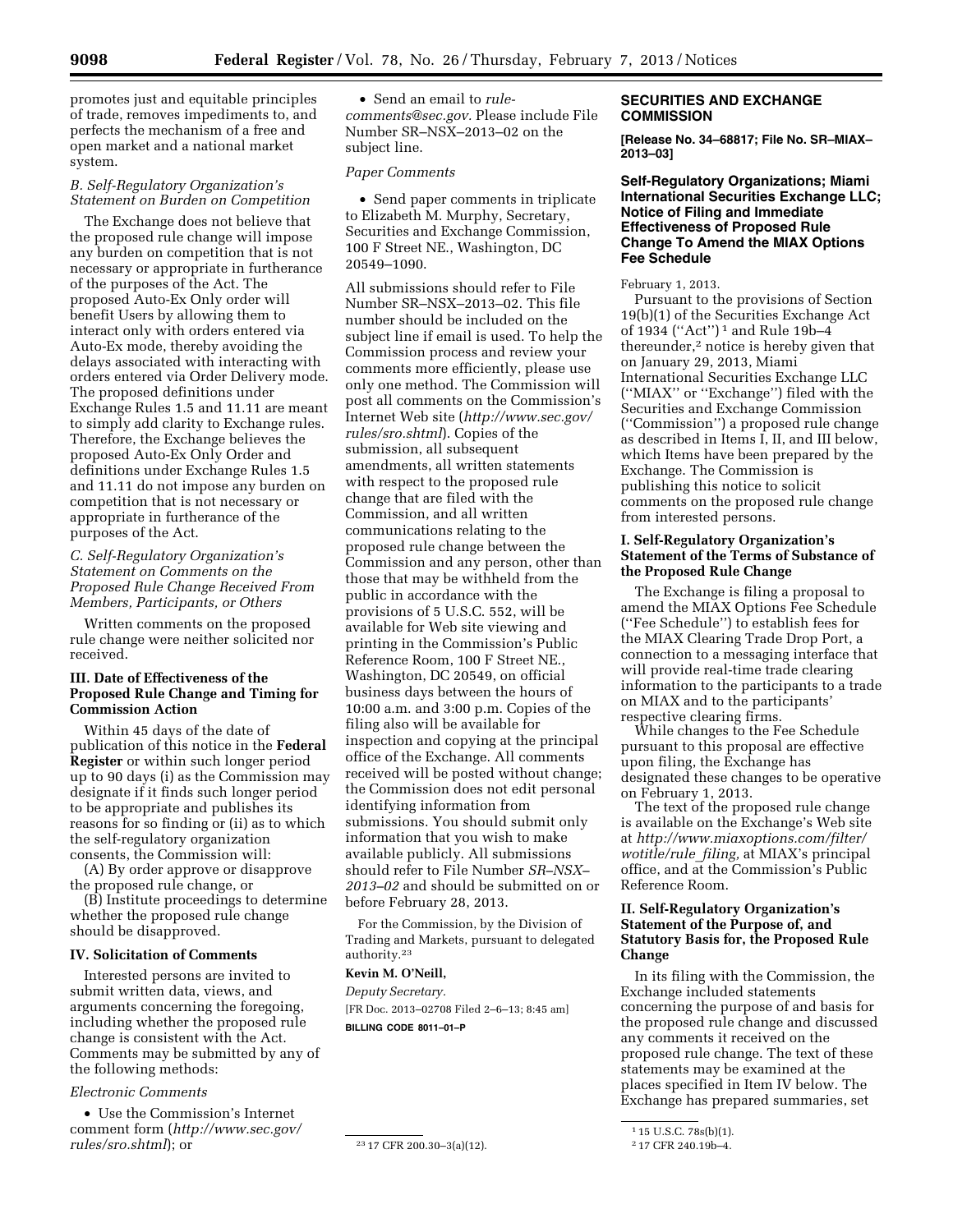promotes just and equitable principles of trade, removes impediments to, and perfects the mechanism of a free and open market and a national market system.

### *B. Self-Regulatory Organization's Statement on Burden on Competition*

The Exchange does not believe that the proposed rule change will impose any burden on competition that is not necessary or appropriate in furtherance of the purposes of the Act. The proposed Auto-Ex Only order will benefit Users by allowing them to interact only with orders entered via Auto-Ex mode, thereby avoiding the delays associated with interacting with orders entered via Order Delivery mode. The proposed definitions under Exchange Rules 1.5 and 11.11 are meant to simply add clarity to Exchange rules. Therefore, the Exchange believes the proposed Auto-Ex Only Order and definitions under Exchange Rules 1.5 and 11.11 do not impose any burden on competition that is not necessary or appropriate in furtherance of the purposes of the Act.

### *C. Self-Regulatory Organization's Statement on Comments on the Proposed Rule Change Received From Members, Participants, or Others*

Written comments on the proposed rule change were neither solicited nor received.

### III. Date of Effectiveness of the Proposed Rule Change and Timing for Commission Action

Within 45 days of the date of publication of this notice in the **Federal Register** or within such longer period up to 90 days (i) as the Commission may designate if it finds such longer period to be appropriate and publishes its reasons for so finding or (ii) as to which the self-regulatory organization consents, the Commission will:

(A) By order approve or disapprove the proposed rule change, or

(B) Institute proceedings to determine whether the proposed rule change should be disapproved.

### IV. Solicitation of Comments

Interested persons are invited to submit written data, views, and arguments concerning the foregoing, including whether the proposed rule change is consistent with the Act. Comments may be submitted by any of the following methods:

*Electronic Comments*

- Use the Commission's Internet comment form (*http://www.sec.gov/rules/sro.shtml*); or
- Send an email to *rule-comments@sec.gov*. Please include File Number SR–NSX–2013–02 on the subject line.

*Paper Comments*

- Send paper comments in triplicate to Elizabeth M. Murphy, Secretary, Securities and Exchange Commission, 100 F Street NE., Washington, DC 20549–1090.

All submissions should refer to File Number SR–NSX–2013–02. This file number should be included on the subject line if email is used. To help the Commission process and review your comments more efficiently, please use only one method. The Commission will post all comments on the Commission's Internet Web site (*http://www.sec.gov/rules/sro.shtml*). Copies of the submission, all subsequent amendments, all written statements with respect to the proposed rule change that are filed with the Commission, and all written communications relating to the proposed rule change between the Commission and any person, other than those that may be withheld from the public in accordance with the provisions of 5 U.S.C. 552, will be available for Web site viewing and printing in the Commission's Public Reference Room, 100 F Street NE., Washington, DC 20549, on official business days between the hours of 10:00 a.m. and 3:00 p.m. Copies of the filing also will be available for inspection and copying at the principal office of the Exchange. All comments received will be posted without change; the Commission does not edit personal identifying information from submissions. You should submit only information that you wish to make available publicly. All submissions should refer to File Number *SR–NSX–2013–02* and should be submitted on or before February 28, 2013.

For the Commission, by the Division of Trading and Markets, pursuant to delegated authority.[23]

**Kevin M. O'Neill,**

*Deputy Secretary.*

[FR Doc. 2013–02708 Filed 2–6–13; 8:45 am]

**BILLING CODE 8011–01–P**

[23] 17 CFR 200.30–3(a)(12).

## SECURITIES AND EXCHANGE COMMISSION

**[Release No. 34–68817; File No. SR–MIAX–2013–03]**

## Self-Regulatory Organizations; Miami International Securities Exchange LLC; Notice of Filing and Immediate Effectiveness of Proposed Rule Change To Amend the MIAX Options Fee Schedule

February 1, 2013.

Pursuant to the provisions of Section 19(b)(1) of the Securities Exchange Act of 1934 ("Act")[1] and Rule 19b–4 thereunder,[2] notice is hereby given that on January 29, 2013, Miami International Securities Exchange LLC ("MIAX" or "Exchange") filed with the Securities and Exchange Commission ("Commission") a proposed rule change as described in Items I, II, and III below, which Items have been prepared by the Exchange. The Commission is publishing this notice to solicit comments on the proposed rule change from interested persons.

### I. Self-Regulatory Organization's Statement of the Terms of Substance of the Proposed Rule Change

The Exchange is filing a proposal to amend the MIAX Options Fee Schedule ("Fee Schedule") to establish fees for the MIAX Clearing Trade Drop Port, a connection to a messaging interface that will provide real-time trade clearing information to the participants to a trade on MIAX and to the participants' respective clearing firms.

While changes to the Fee Schedule pursuant to this proposal are effective upon filing, the Exchange has designated these changes to be operative on February 1, 2013.

The text of the proposed rule change is available on the Exchange's Web site at *http://www.miaxoptions.com/filter/wotitle/rule_filing,* at MIAX's principal office, and at the Commission's Public Reference Room.

### II. Self-Regulatory Organization's Statement of the Purpose of, and Statutory Basis for, the Proposed Rule Change

In its filing with the Commission, the Exchange included statements concerning the purpose of and basis for the proposed rule change and discussed any comments it received on the proposed rule change. The text of these statements may be examined at the places specified in Item IV below. The Exchange has prepared summaries, set

[1] 15 U.S.C. 78s(b)(1).

[2] 17 CFR 240.19b–4.